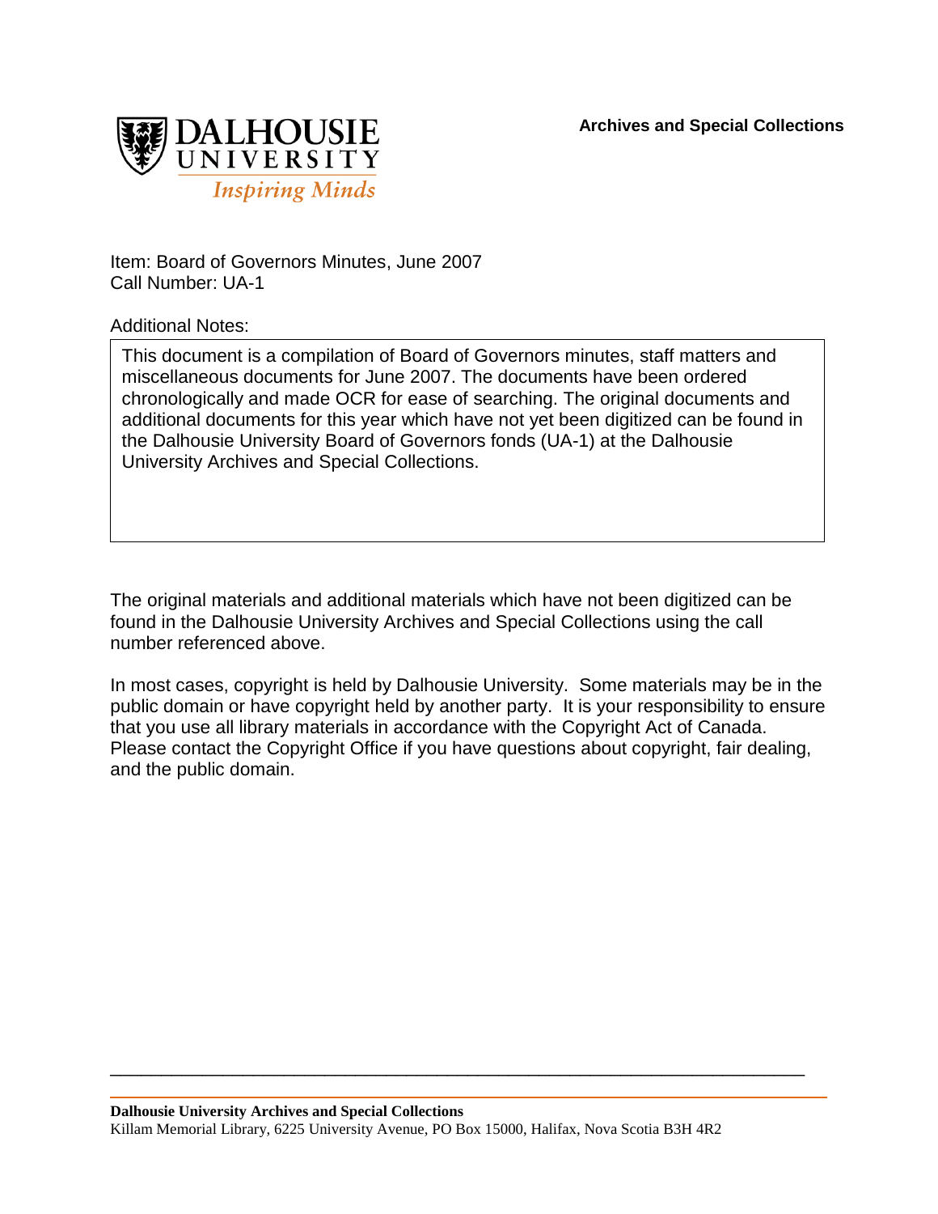DALHOUSIE UNIVERSITY
*Inspiring Minds*

**Archives and Special Collections**

Item: Board of Governors Minutes, June 2007
Call Number: UA-1

Additional Notes:

This document is a compilation of Board of Governors minutes, staff matters and miscellaneous documents for June 2007. The documents have been ordered chronologically and made OCR for ease of searching. The original documents and additional documents for this year which have not yet been digitized can be found in the Dalhousie University Board of Governors fonds (UA-1) at the Dalhousie University Archives and Special Collections.

The original materials and additional materials which have not been digitized can be found in the Dalhousie University Archives and Special Collections using the call number referenced above.

In most cases, copyright is held by Dalhousie University. Some materials may be in the public domain or have copyright held by another party. It is your responsibility to ensure that you use all library materials in accordance with the Copyright Act of Canada. Please contact the Copyright Office if you have questions about copyright, fair dealing, and the public domain.

**Dalhousie University Archives and Special Collections**
Killam Memorial Library, 6225 University Avenue, PO Box 15000, Halifax, Nova Scotia B3H 4R2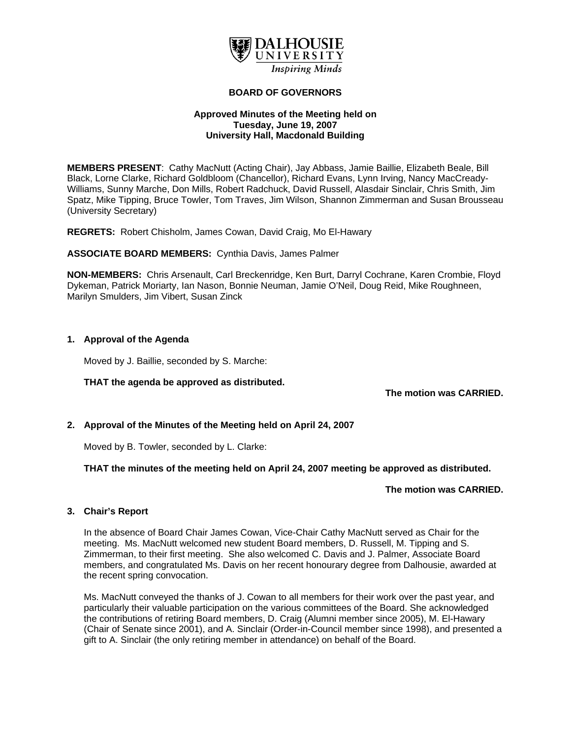**DALHOUSIE UNIVERSITY**
*Inspiring Minds*

# BOARD OF GOVERNORS

**Approved Minutes of the Meeting held on Tuesday, June 19, 2007 University Hall, Macdonald Building**

**MEMBERS PRESENT**: Cathy MacNutt (Acting Chair), Jay Abbass, Jamie Baillie, Elizabeth Beale, Bill Black, Lorne Clarke, Richard Goldbloom (Chancellor), Richard Evans, Lynn Irving, Nancy MacCready-Williams, Sunny Marche, Don Mills, Robert Radchuck, David Russell, Alasdair Sinclair, Chris Smith, Jim Spatz, Mike Tipping, Bruce Towler, Tom Traves, Jim Wilson, Shannon Zimmerman and Susan Brousseau (University Secretary)

**REGRETS:** Robert Chisholm, James Cowan, David Craig, Mo El-Hawary

**ASSOCIATE BOARD MEMBERS:** Cynthia Davis, James Palmer

**NON-MEMBERS:** Chris Arsenault, Carl Breckenridge, Ken Burt, Darryl Cochrane, Karen Crombie, Floyd Dykeman, Patrick Moriarty, Ian Nason, Bonnie Neuman, Jamie O'Neil, Doug Reid, Mike Roughneen, Marilyn Smulders, Jim Vibert, Susan Zinck

## 1. Approval of the Agenda

Moved by J. Baillie, seconded by S. Marche:

**THAT the agenda be approved as distributed.**

**The motion was CARRIED.**

## 2. Approval of the Minutes of the Meeting held on April 24, 2007

Moved by B. Towler, seconded by L. Clarke:

**THAT the minutes of the meeting held on April 24, 2007 meeting be approved as distributed.**

**The motion was CARRIED.**

## 3. Chair's Report

In the absence of Board Chair James Cowan, Vice-Chair Cathy MacNutt served as Chair for the meeting. Ms. MacNutt welcomed new student Board members, D. Russell, M. Tipping and S. Zimmerman, to their first meeting. She also welcomed C. Davis and J. Palmer, Associate Board members, and congratulated Ms. Davis on her recent honourary degree from Dalhousie, awarded at the recent spring convocation.

Ms. MacNutt conveyed the thanks of J. Cowan to all members for their work over the past year, and particularly their valuable participation on the various committees of the Board. She acknowledged the contributions of retiring Board members, D. Craig (Alumni member since 2005), M. El-Hawary (Chair of Senate since 2001), and A. Sinclair (Order-in-Council member since 1998), and presented a gift to A. Sinclair (the only retiring member in attendance) on behalf of the Board.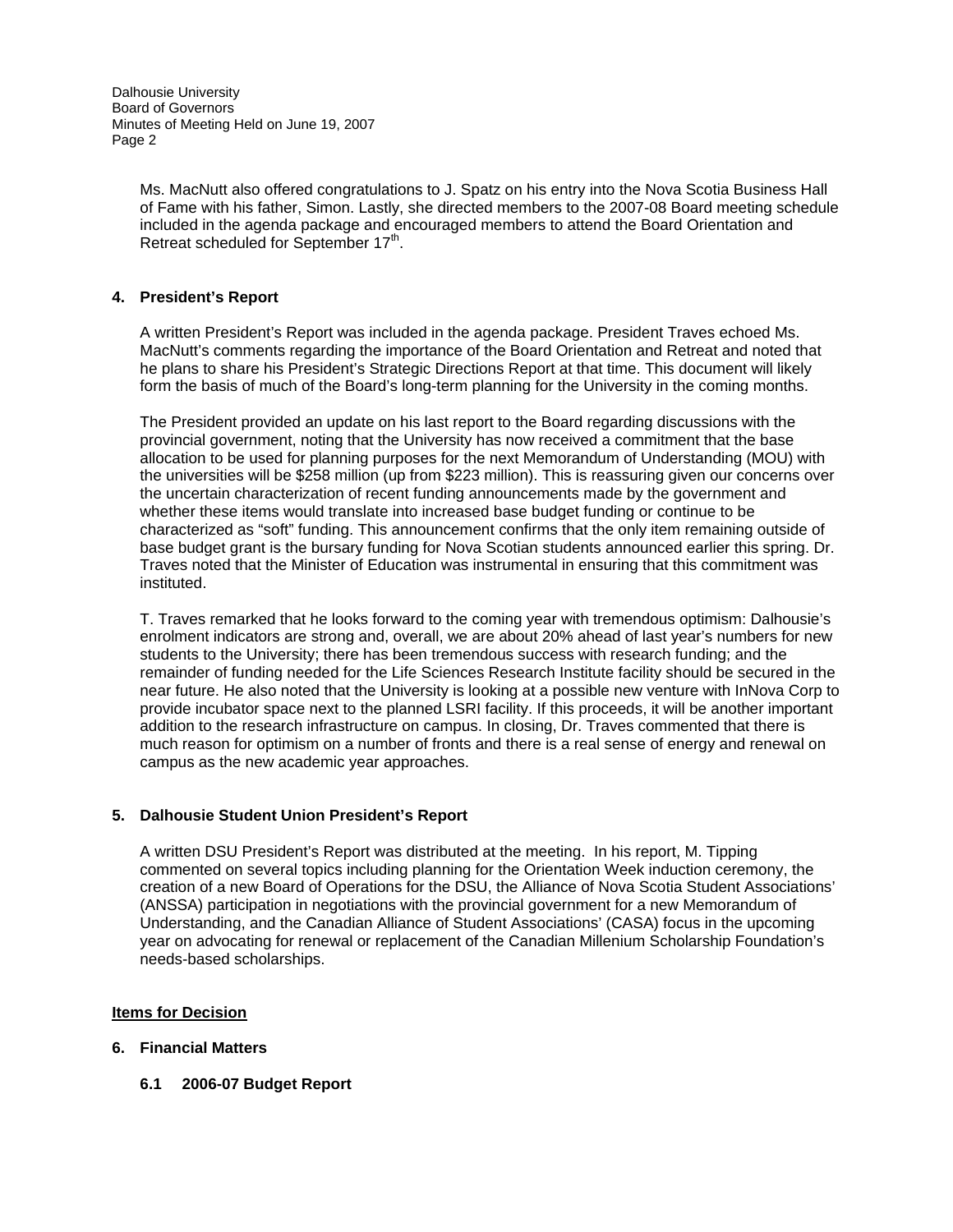Ms. MacNutt also offered congratulations to J. Spatz on his entry into the Nova Scotia Business Hall of Fame with his father, Simon. Lastly, she directed members to the 2007-08 Board meeting schedule included in the agenda package and encouraged members to attend the Board Orientation and Retreat scheduled for September 17th.

**4. President's Report**

A written President's Report was included in the agenda package. President Traves echoed Ms. MacNutt's comments regarding the importance of the Board Orientation and Retreat and noted that he plans to share his President's Strategic Directions Report at that time. This document will likely form the basis of much of the Board's long-term planning for the University in the coming months.

The President provided an update on his last report to the Board regarding discussions with the provincial government, noting that the University has now received a commitment that the base allocation to be used for planning purposes for the next Memorandum of Understanding (MOU) with the universities will be $258 million (up from $223 million). This is reassuring given our concerns over the uncertain characterization of recent funding announcements made by the government and whether these items would translate into increased base budget funding or continue to be characterized as "soft" funding. This announcement confirms that the only item remaining outside of base budget grant is the bursary funding for Nova Scotian students announced earlier this spring. Dr. Traves noted that the Minister of Education was instrumental in ensuring that this commitment was instituted.

T. Traves remarked that he looks forward to the coming year with tremendous optimism: Dalhousie's enrolment indicators are strong and, overall, we are about 20% ahead of last year's numbers for new students to the University; there has been tremendous success with research funding; and the remainder of funding needed for the Life Sciences Research Institute facility should be secured in the near future. He also noted that the University is looking at a possible new venture with InNova Corp to provide incubator space next to the planned LSRI facility. If this proceeds, it will be another important addition to the research infrastructure on campus. In closing, Dr. Traves commented that there is much reason for optimism on a number of fronts and there is a real sense of energy and renewal on campus as the new academic year approaches.

**5. Dalhousie Student Union President's Report**

A written DSU President's Report was distributed at the meeting. In his report, M. Tipping commented on several topics including planning for the Orientation Week induction ceremony, the creation of a new Board of Operations for the DSU, the Alliance of Nova Scotia Student Associations' (ANSSA) participation in negotiations with the provincial government for a new Memorandum of Understanding, and the Canadian Alliance of Student Associations' (CASA) focus in the upcoming year on advocating for renewal or replacement of the Canadian Millenium Scholarship Foundation's needs-based scholarships.

**Items for Decision**

**6. Financial Matters**

**6.1 2006-07 Budget Report**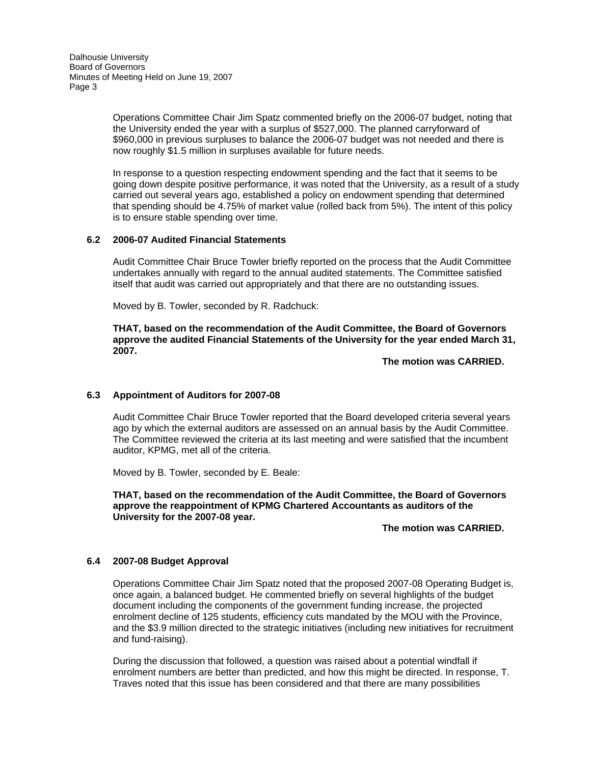Operations Committee Chair Jim Spatz commented briefly on the 2006-07 budget, noting that the University ended the year with a surplus of $527,000. The planned carryforward of $960,000 in previous surpluses to balance the 2006-07 budget was not needed and there is now roughly $1.5 million in surpluses available for future needs.

In response to a question respecting endowment spending and the fact that it seems to be going down despite positive performance, it was noted that the University, as a result of a study carried out several years ago, established a policy on endowment spending that determined that spending should be 4.75% of market value (rolled back from 5%). The intent of this policy is to ensure stable spending over time.

### 6.2 2006-07 Audited Financial Statements

Audit Committee Chair Bruce Towler briefly reported on the process that the Audit Committee undertakes annually with regard to the annual audited statements. The Committee satisfied itself that audit was carried out appropriately and that there are no outstanding issues.

Moved by B. Towler, seconded by R. Radchuck:

**THAT, based on the recommendation of the Audit Committee, the Board of Governors approve the audited Financial Statements of the University for the year ended March 31, 2007.**

**The motion was CARRIED.**

### 6.3 Appointment of Auditors for 2007-08

Audit Committee Chair Bruce Towler reported that the Board developed criteria several years ago by which the external auditors are assessed on an annual basis by the Audit Committee. The Committee reviewed the criteria at its last meeting and were satisfied that the incumbent auditor, KPMG, met all of the criteria.

Moved by B. Towler, seconded by E. Beale:

**THAT, based on the recommendation of the Audit Committee, the Board of Governors approve the reappointment of KPMG Chartered Accountants as auditors of the University for the 2007-08 year.**

**The motion was CARRIED.**

### 6.4 2007-08 Budget Approval

Operations Committee Chair Jim Spatz noted that the proposed 2007-08 Operating Budget is, once again, a balanced budget. He commented briefly on several highlights of the budget document including the components of the government funding increase, the projected enrolment decline of 125 students, efficiency cuts mandated by the MOU with the Province, and the $3.9 million directed to the strategic initiatives (including new initiatives for recruitment and fund-raising).

During the discussion that followed, a question was raised about a potential windfall if enrolment numbers are better than predicted, and how this might be directed. In response, T. Traves noted that this issue has been considered and that there are many possibilities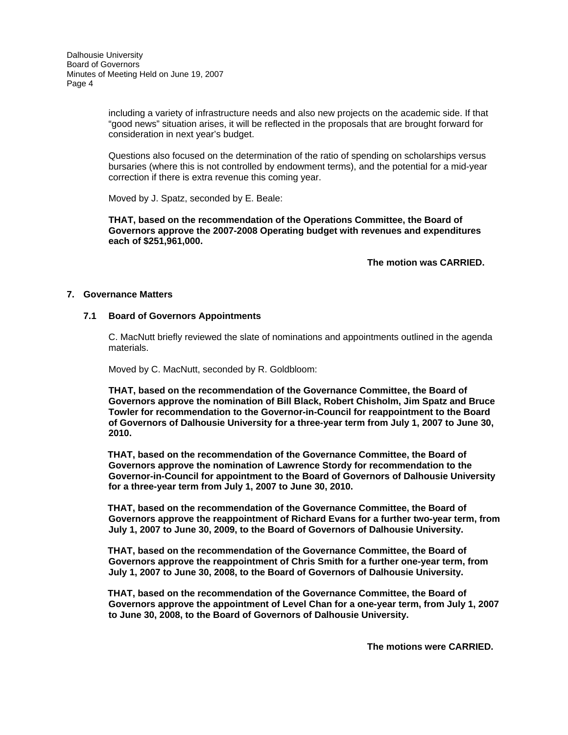including a variety of infrastructure needs and also new projects on the academic side. If that "good news" situation arises, it will be reflected in the proposals that are brought forward for consideration in next year's budget.

Questions also focused on the determination of the ratio of spending on scholarships versus bursaries (where this is not controlled by endowment terms), and the potential for a mid-year correction if there is extra revenue this coming year.

Moved by J. Spatz, seconded by E. Beale:

**THAT, based on the recommendation of the Operations Committee, the Board of Governors approve the 2007-2008 Operating budget with revenues and expenditures each of $251,961,000.**

**The motion was CARRIED.**

## 7. Governance Matters

### 7.1 Board of Governors Appointments

C. MacNutt briefly reviewed the slate of nominations and appointments outlined in the agenda materials.

Moved by C. MacNutt, seconded by R. Goldbloom:

**THAT, based on the recommendation of the Governance Committee, the Board of Governors approve the nomination of Bill Black, Robert Chisholm, Jim Spatz and Bruce Towler for recommendation to the Governor-in-Council for reappointment to the Board of Governors of Dalhousie University for a three-year term from July 1, 2007 to June 30, 2010.**

**THAT, based on the recommendation of the Governance Committee, the Board of Governors approve the nomination of Lawrence Stordy for recommendation to the Governor-in-Council for appointment to the Board of Governors of Dalhousie University for a three-year term from July 1, 2007 to June 30, 2010.**

**THAT, based on the recommendation of the Governance Committee, the Board of Governors approve the reappointment of Richard Evans for a further two-year term, from July 1, 2007 to June 30, 2009, to the Board of Governors of Dalhousie University.**

**THAT, based on the recommendation of the Governance Committee, the Board of Governors approve the reappointment of Chris Smith for a further one-year term, from July 1, 2007 to June 30, 2008, to the Board of Governors of Dalhousie University.**

**THAT, based on the recommendation of the Governance Committee, the Board of Governors approve the appointment of Level Chan for a one-year term, from July 1, 2007 to June 30, 2008, to the Board of Governors of Dalhousie University.**

**The motions were CARRIED.**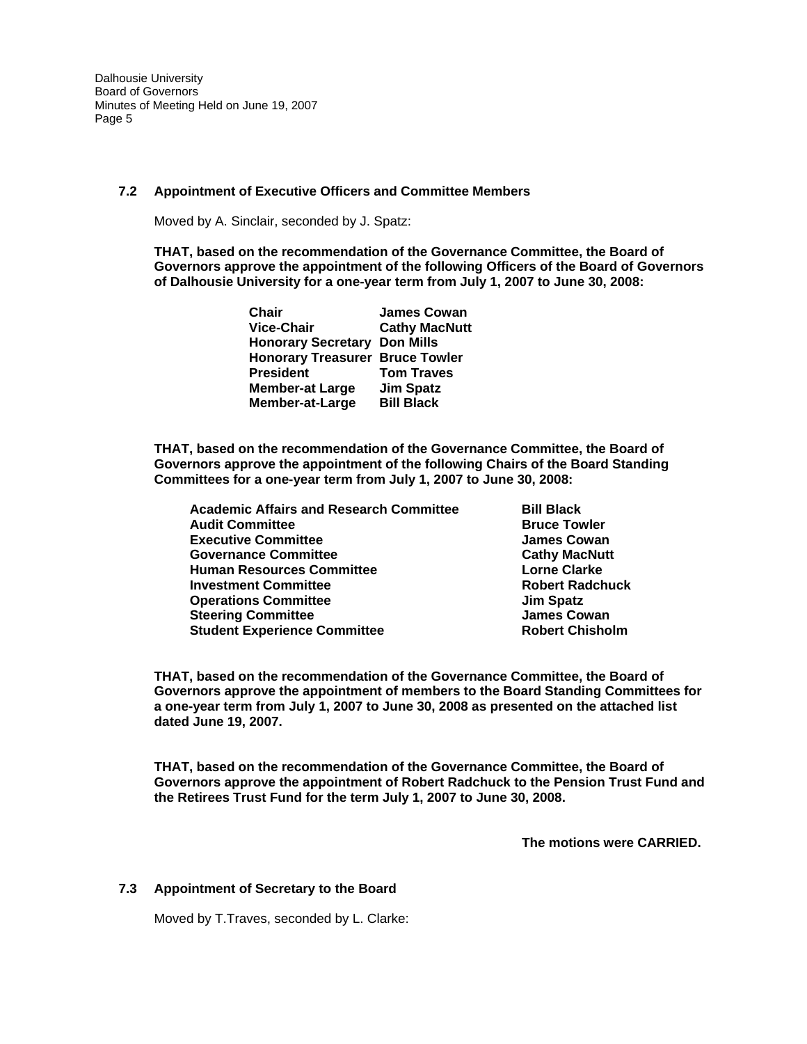### 7.2 Appointment of Executive Officers and Committee Members

Moved by A. Sinclair, seconded by J. Spatz:

**THAT, based on the recommendation of the Governance Committee, the Board of Governors approve the appointment of the following Officers of the Board of Governors of Dalhousie University for a one-year term from July 1, 2007 to June 30, 2008:**

| | |
|---|---|
| **Chair** | **James Cowan** |
| **Vice-Chair** | **Cathy MacNutt** |
| **Honorary Secretary** | **Don Mills** |
| **Honorary Treasurer** | **Bruce Towler** |
| **President** | **Tom Traves** |
| **Member-at Large** | **Jim Spatz** |
| **Member-at-Large** | **Bill Black** |

**THAT, based on the recommendation of the Governance Committee, the Board of Governors approve the appointment of the following Chairs of the Board Standing Committees for a one-year term from July 1, 2007 to June 30, 2008:**

| | |
|---|---|
| **Academic Affairs and Research Committee** | **Bill Black** |
| **Audit Committee** | **Bruce Towler** |
| **Executive Committee** | **James Cowan** |
| **Governance Committee** | **Cathy MacNutt** |
| **Human Resources Committee** | **Lorne Clarke** |
| **Investment Committee** | **Robert Radchuck** |
| **Operations Committee** | **Jim Spatz** |
| **Steering Committee** | **James Cowan** |
| **Student Experience Committee** | **Robert Chisholm** |

**THAT, based on the recommendation of the Governance Committee, the Board of Governors approve the appointment of members to the Board Standing Committees for a one-year term from July 1, 2007 to June 30, 2008 as presented on the attached list dated June 19, 2007.**

**THAT, based on the recommendation of the Governance Committee, the Board of Governors approve the appointment of Robert Radchuck to the Pension Trust Fund and the Retirees Trust Fund for the term July 1, 2007 to June 30, 2008.**

**The motions were CARRIED.**

### 7.3 Appointment of Secretary to the Board

Moved by T.Traves, seconded by L. Clarke: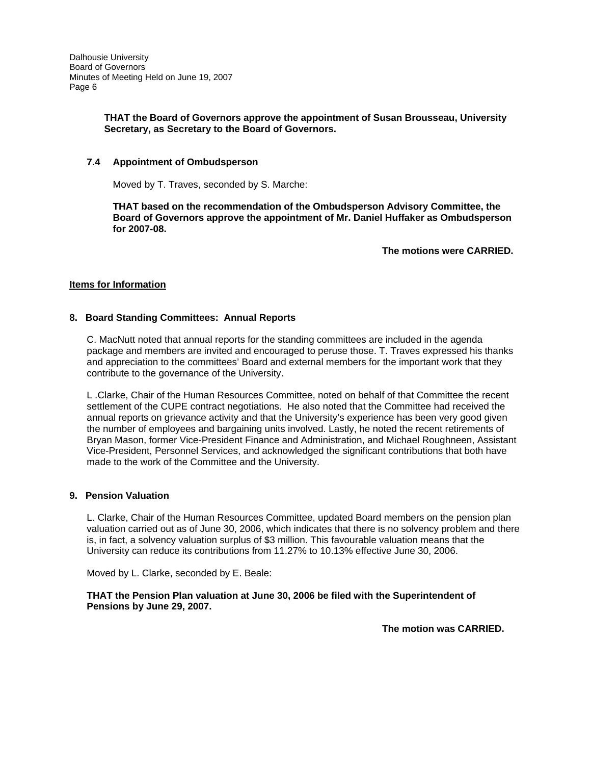**THAT the Board of Governors approve the appointment of Susan Brousseau, University Secretary, as Secretary to the Board of Governors.**

### 7.4 Appointment of Ombudsperson

Moved by T. Traves, seconded by S. Marche:

**THAT based on the recommendation of the Ombudsperson Advisory Committee, the Board of Governors approve the appointment of Mr. Daniel Huffaker as Ombudsperson for 2007-08.**

**The motions were CARRIED.**

**<u>Items for Information</u>**

## 8. Board Standing Committees: Annual Reports

C. MacNutt noted that annual reports for the standing committees are included in the agenda package and members are invited and encouraged to peruse those. T. Traves expressed his thanks and appreciation to the committees' Board and external members for the important work that they contribute to the governance of the University.

L .Clarke, Chair of the Human Resources Committee, noted on behalf of that Committee the recent settlement of the CUPE contract negotiations. He also noted that the Committee had received the annual reports on grievance activity and that the University's experience has been very good given the number of employees and bargaining units involved. Lastly, he noted the recent retirements of Bryan Mason, former Vice-President Finance and Administration, and Michael Roughneen, Assistant Vice-President, Personnel Services, and acknowledged the significant contributions that both have made to the work of the Committee and the University.

## 9. Pension Valuation

L. Clarke, Chair of the Human Resources Committee, updated Board members on the pension plan valuation carried out as of June 30, 2006, which indicates that there is no solvency problem and there is, in fact, a solvency valuation surplus of $3 million. This favourable valuation means that the University can reduce its contributions from 11.27% to 10.13% effective June 30, 2006.

Moved by L. Clarke, seconded by E. Beale:

**THAT the Pension Plan valuation at June 30, 2006 be filed with the Superintendent of Pensions by June 29, 2007.**

**The motion was CARRIED.**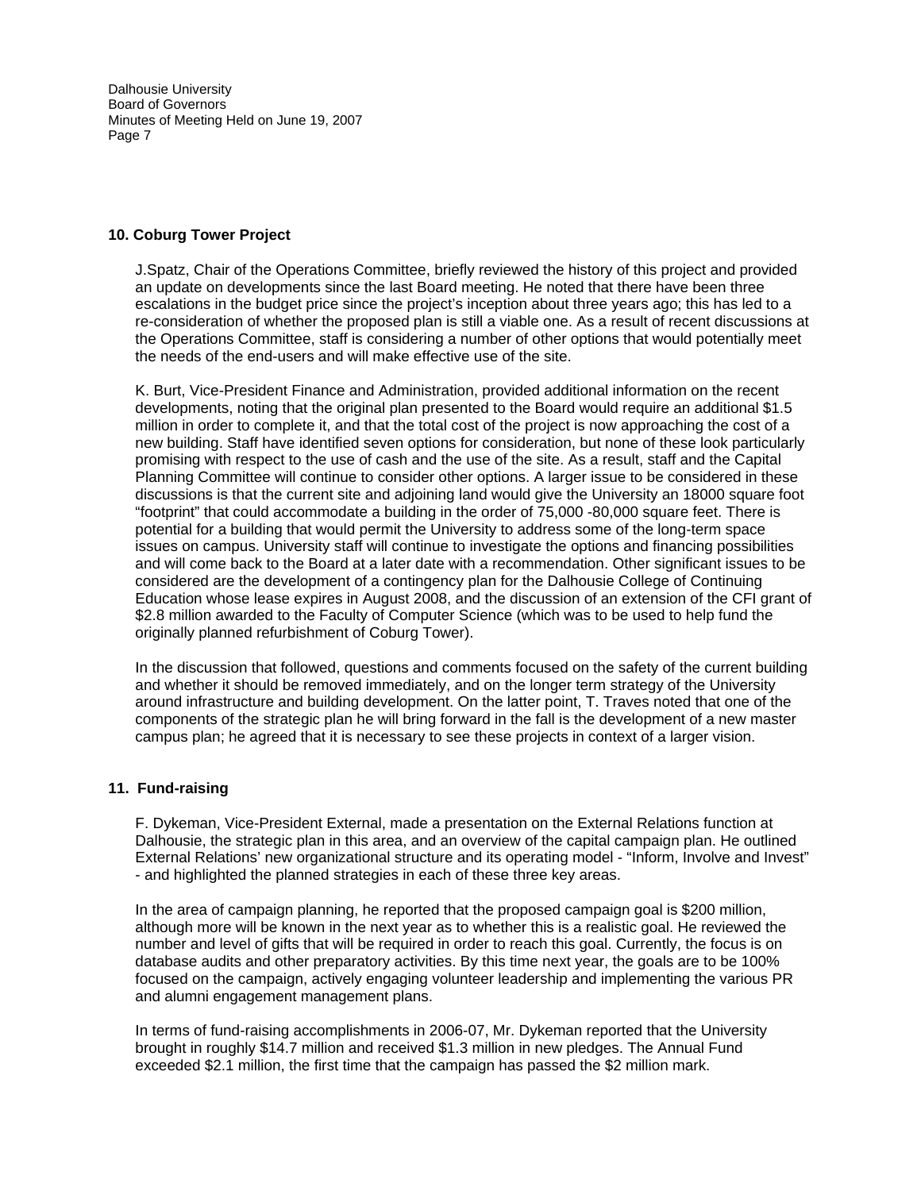## 10. Coburg Tower Project

J.Spatz, Chair of the Operations Committee, briefly reviewed the history of this project and provided an update on developments since the last Board meeting. He noted that there have been three escalations in the budget price since the project's inception about three years ago; this has led to a re-consideration of whether the proposed plan is still a viable one. As a result of recent discussions at the Operations Committee, staff is considering a number of other options that would potentially meet the needs of the end-users and will make effective use of the site.

K. Burt, Vice-President Finance and Administration, provided additional information on the recent developments, noting that the original plan presented to the Board would require an additional $1.5 million in order to complete it, and that the total cost of the project is now approaching the cost of a new building. Staff have identified seven options for consideration, but none of these look particularly promising with respect to the use of cash and the use of the site. As a result, staff and the Capital Planning Committee will continue to consider other options. A larger issue to be considered in these discussions is that the current site and adjoining land would give the University an 18000 square foot "footprint" that could accommodate a building in the order of 75,000 -80,000 square feet. There is potential for a building that would permit the University to address some of the long-term space issues on campus. University staff will continue to investigate the options and financing possibilities and will come back to the Board at a later date with a recommendation. Other significant issues to be considered are the development of a contingency plan for the Dalhousie College of Continuing Education whose lease expires in August 2008, and the discussion of an extension of the CFI grant of $2.8 million awarded to the Faculty of Computer Science (which was to be used to help fund the originally planned refurbishment of Coburg Tower).

In the discussion that followed, questions and comments focused on the safety of the current building and whether it should be removed immediately, and on the longer term strategy of the University around infrastructure and building development. On the latter point, T. Traves noted that one of the components of the strategic plan he will bring forward in the fall is the development of a new master campus plan; he agreed that it is necessary to see these projects in context of a larger vision.

## 11. Fund-raising

F. Dykeman, Vice-President External, made a presentation on the External Relations function at Dalhousie, the strategic plan in this area, and an overview of the capital campaign plan. He outlined External Relations' new organizational structure and its operating model - "Inform, Involve and Invest" - and highlighted the planned strategies in each of these three key areas.

In the area of campaign planning, he reported that the proposed campaign goal is $200 million, although more will be known in the next year as to whether this is a realistic goal. He reviewed the number and level of gifts that will be required in order to reach this goal. Currently, the focus is on database audits and other preparatory activities. By this time next year, the goals are to be 100% focused on the campaign, actively engaging volunteer leadership and implementing the various PR and alumni engagement management plans.

In terms of fund-raising accomplishments in 2006-07, Mr. Dykeman reported that the University brought in roughly $14.7 million and received $1.3 million in new pledges. The Annual Fund exceeded $2.1 million, the first time that the campaign has passed the $2 million mark.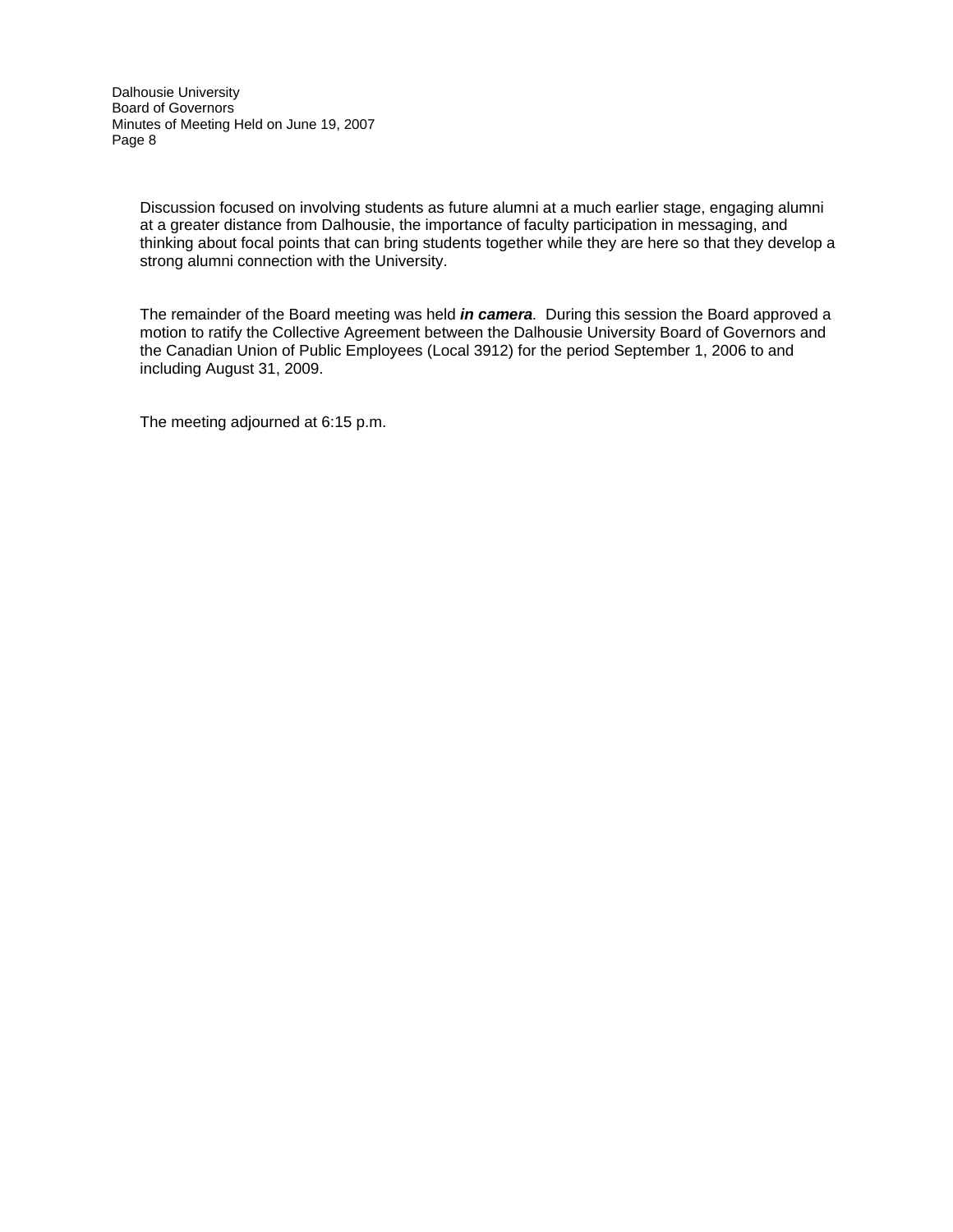Discussion focused on involving students as future alumni at a much earlier stage, engaging alumni at a greater distance from Dalhousie, the importance of faculty participation in messaging, and thinking about focal points that can bring students together while they are here so that they develop a strong alumni connection with the University.

The remainder of the Board meeting was held ***in camera***. During this session the Board approved a motion to ratify the Collective Agreement between the Dalhousie University Board of Governors and the Canadian Union of Public Employees (Local 3912) for the period September 1, 2006 to and including August 31, 2009.

The meeting adjourned at 6:15 p.m.